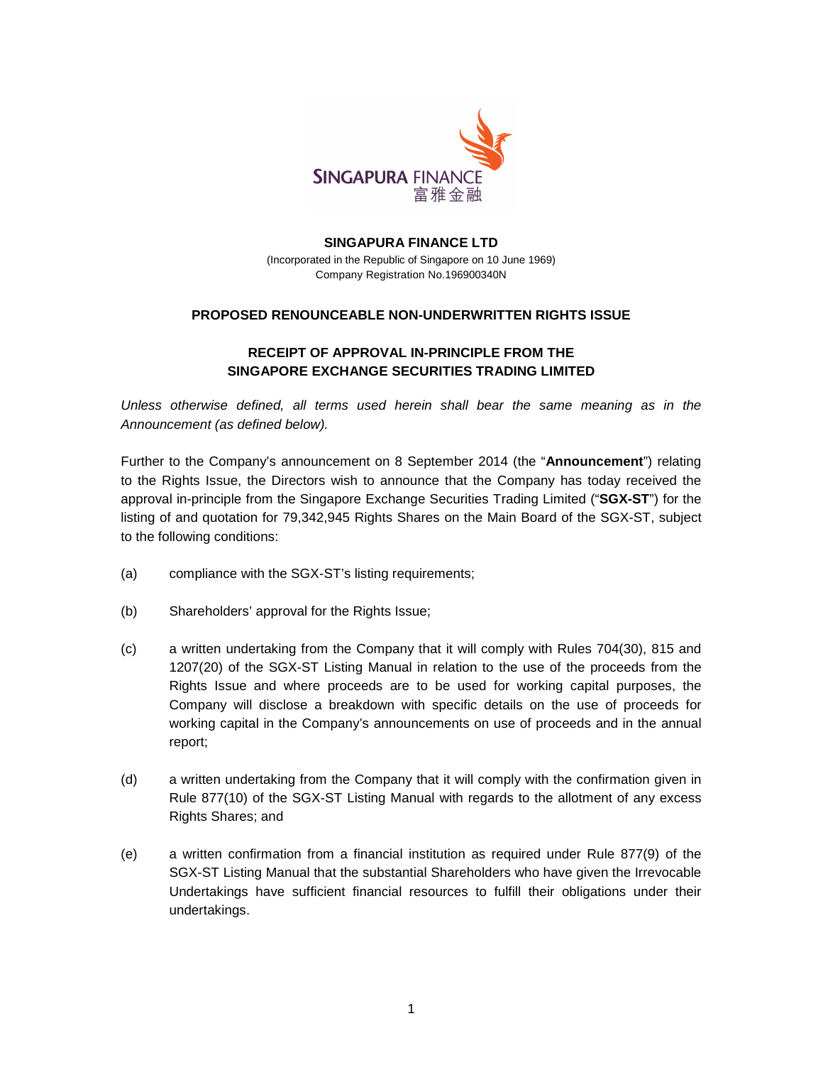**SINGAPURA FINANCE LTD**

(Incorporated in the Republic of Singapore on 10 June 1969)
Company Registration No.196900340N

**PROPOSED RENOUNCEABLE NON-UNDERWRITTEN RIGHTS ISSUE**

**RECEIPT OF APPROVAL IN-PRINCIPLE FROM THE SINGAPORE EXCHANGE SECURITIES TRADING LIMITED**

*Unless otherwise defined, all terms used herein shall bear the same meaning as in the Announcement (as defined below).*

Further to the Company's announcement on 8 September 2014 (the "**Announcement**") relating to the Rights Issue, the Directors wish to announce that the Company has today received the approval in-principle from the Singapore Exchange Securities Trading Limited ("**SGX-ST**") for the listing of and quotation for 79,342,945 Rights Shares on the Main Board of the SGX-ST, subject to the following conditions:

(a) compliance with the SGX-ST's listing requirements;

(b) Shareholders' approval for the Rights Issue;

(c) a written undertaking from the Company that it will comply with Rules 704(30), 815 and 1207(20) of the SGX-ST Listing Manual in relation to the use of the proceeds from the Rights Issue and where proceeds are to be used for working capital purposes, the Company will disclose a breakdown with specific details on the use of proceeds for working capital in the Company's announcements on use of proceeds and in the annual report;

(d) a written undertaking from the Company that it will comply with the confirmation given in Rule 877(10) of the SGX-ST Listing Manual with regards to the allotment of any excess Rights Shares; and

(e) a written confirmation from a financial institution as required under Rule 877(9) of the SGX-ST Listing Manual that the substantial Shareholders who have given the Irrevocable Undertakings have sufficient financial resources to fulfill their obligations under their undertakings.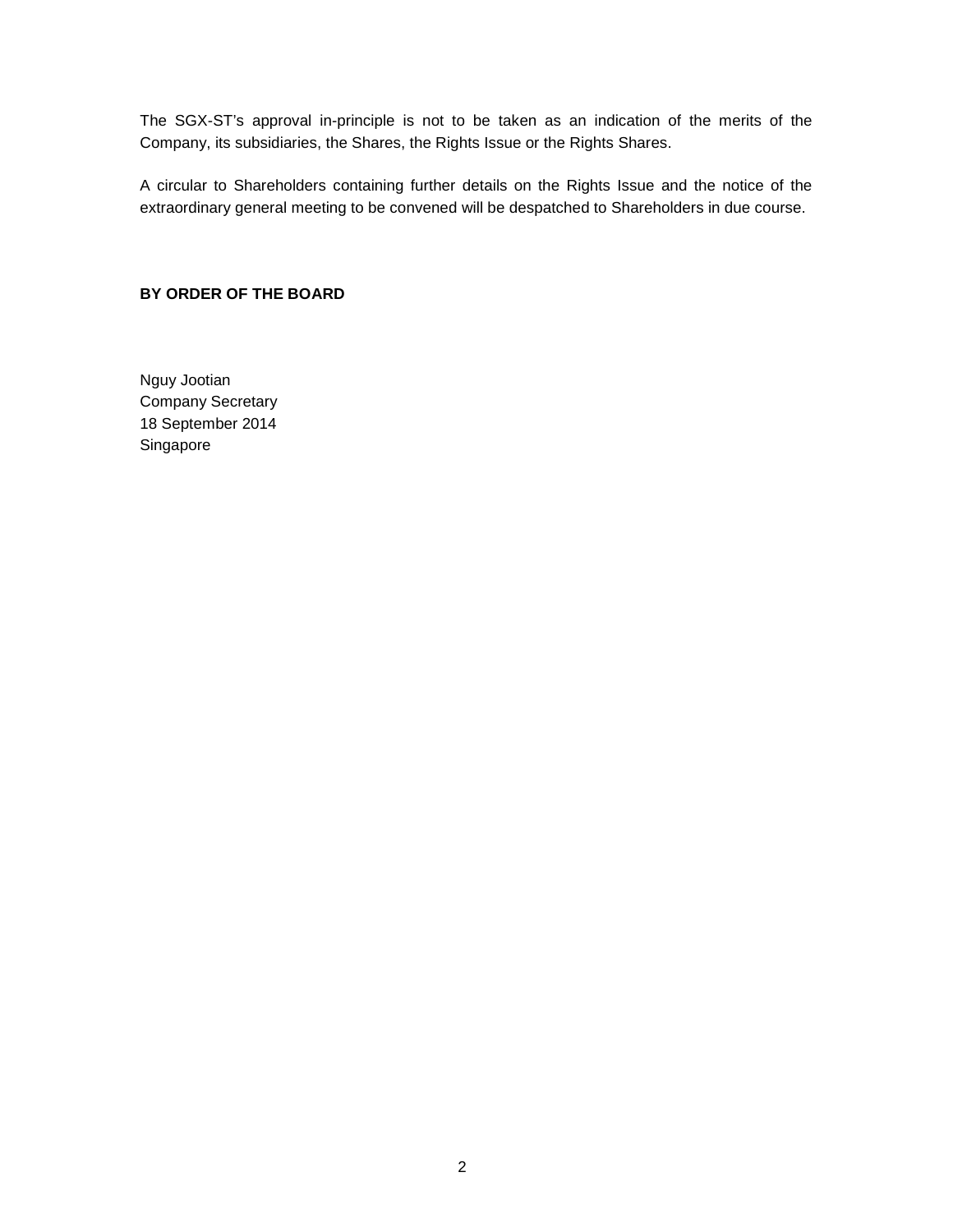The SGX-ST's approval in-principle is not to be taken as an indication of the merits of the Company, its subsidiaries, the Shares, the Rights Issue or the Rights Shares.

A circular to Shareholders containing further details on the Rights Issue and the notice of the extraordinary general meeting to be convened will be despatched to Shareholders in due course.

**BY ORDER OF THE BOARD**

Nguy Jootian
Company Secretary
18 September 2014
Singapore